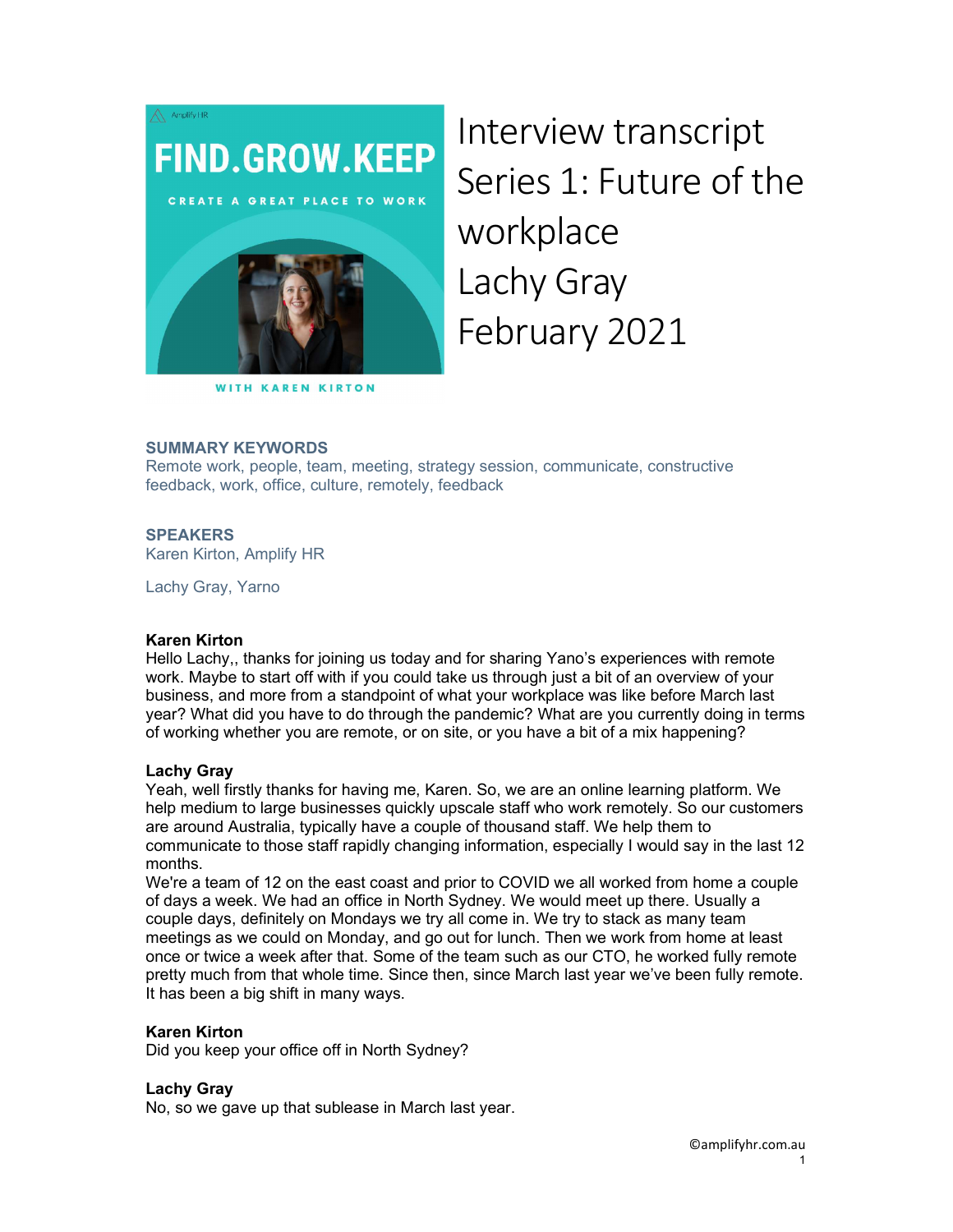FIND.GROW.KEEP

CREATE A GREAT PLACE TO WORK

WITH KAREN KIRTON

# Interview transcript
# Series 1: Future of the workplace
# Lachy Gray
# February 2021

**SUMMARY KEYWORDS**

Remote work, people, team, meeting, strategy session, communicate, constructive feedback, work, office, culture, remotely, feedback

**SPEAKERS**

Karen Kirton, Amplify HR

Lachy Gray, Yarno

**Karen Kirton**

Hello Lachy,, thanks for joining us today and for sharing Yano's experiences with remote work. Maybe to start off with if you could take us through just a bit of an overview of your business, and more from a standpoint of what your workplace was like before March last year? What did you have to do through the pandemic? What are you currently doing in terms of working whether you are remote, or on site, or you have a bit of a mix happening?

**Lachy Gray**

Yeah, well firstly thanks for having me, Karen. So, we are an online learning platform. We help medium to large businesses quickly upscale staff who work remotely. So our customers are around Australia, typically have a couple of thousand staff. We help them to communicate to those staff rapidly changing information, especially I would say in the last 12 months.

We're a team of 12 on the east coast and prior to COVID we all worked from home a couple of days a week. We had an office in North Sydney. We would meet up there. Usually a couple days, definitely on Mondays we try all come in. We try to stack as many team meetings as we could on Monday, and go out for lunch. Then we work from home at least once or twice a week after that. Some of the team such as our CTO, he worked fully remote pretty much from that whole time. Since then, since March last year we've been fully remote. It has been a big shift in many ways.

**Karen Kirton**

Did you keep your office off in North Sydney?

**Lachy Gray**

No, so we gave up that sublease in March last year.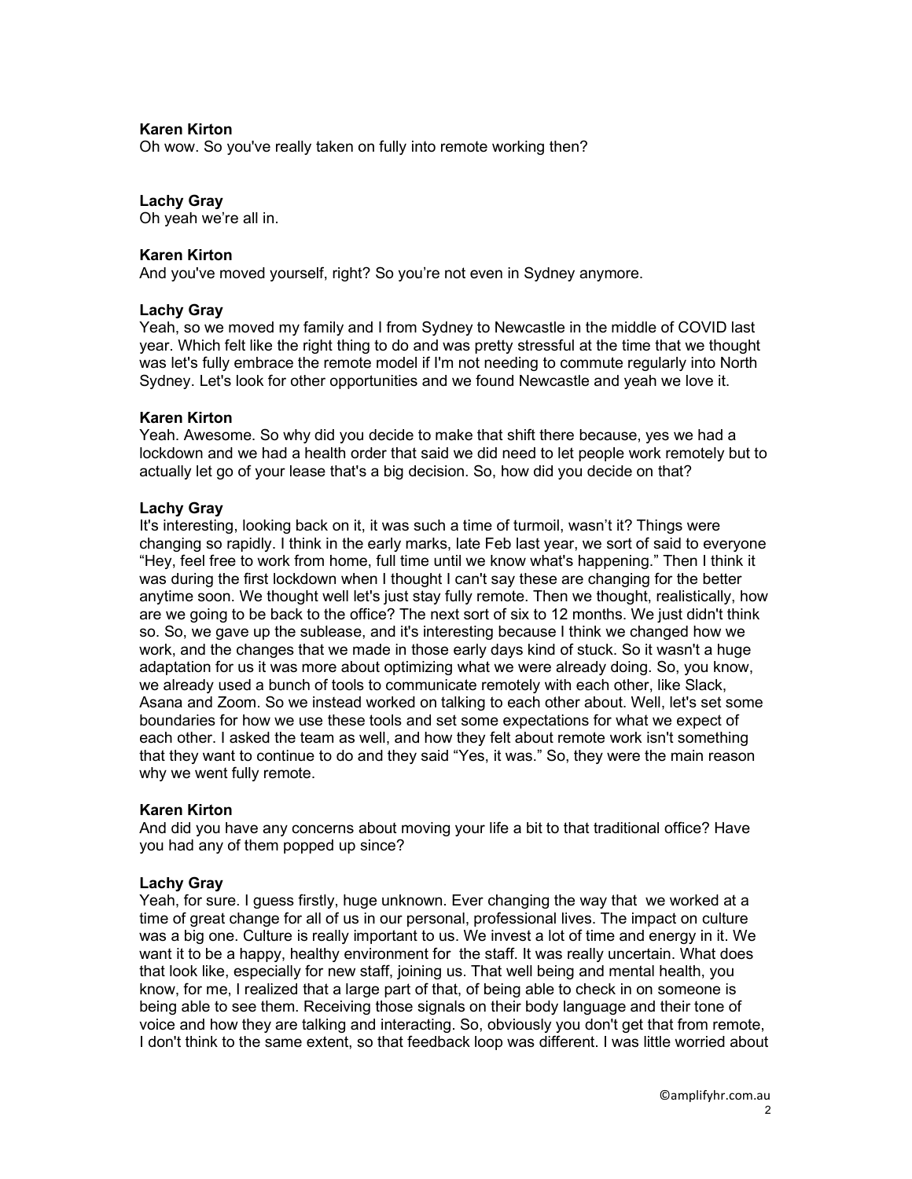**Karen Kirton**
Oh wow. So you've really taken on fully into remote working then?

**Lachy Gray**
Oh yeah we're all in.

**Karen Kirton**
And you've moved yourself, right? So you're not even in Sydney anymore.

**Lachy Gray**
Yeah, so we moved my family and I from Sydney to Newcastle in the middle of COVID last year. Which felt like the right thing to do and was pretty stressful at the time that we thought was let's fully embrace the remote model if I'm not needing to commute regularly into North Sydney. Let's look for other opportunities and we found Newcastle and yeah we love it.

**Karen Kirton**
Yeah. Awesome. So why did you decide to make that shift there because, yes we had a lockdown and we had a health order that said we did need to let people work remotely but to actually let go of your lease that's a big decision. So, how did you decide on that?

**Lachy Gray**
It's interesting, looking back on it, it was such a time of turmoil, wasn't it? Things were changing so rapidly. I think in the early marks, late Feb last year, we sort of said to everyone "Hey, feel free to work from home, full time until we know what's happening." Then I think it was during the first lockdown when I thought I can't say these are changing for the better anytime soon. We thought well let's just stay fully remote. Then we thought, realistically, how are we going to be back to the office? The next sort of six to 12 months. We just didn't think so. So, we gave up the sublease, and it's interesting because I think we changed how we work, and the changes that we made in those early days kind of stuck. So it wasn't a huge adaptation for us it was more about optimizing what we were already doing. So, you know, we already used a bunch of tools to communicate remotely with each other, like Slack, Asana and Zoom. So we instead worked on talking to each other about. Well, let's set some boundaries for how we use these tools and set some expectations for what we expect of each other. I asked the team as well, and how they felt about remote work isn't something that they want to continue to do and they said "Yes, it was." So, they were the main reason why we went fully remote.

**Karen Kirton**
And did you have any concerns about moving your life a bit to that traditional office? Have you had any of them popped up since?

**Lachy Gray**
Yeah, for sure. I guess firstly, huge unknown. Ever changing the way that we worked at a time of great change for all of us in our personal, professional lives. The impact on culture was a big one. Culture is really important to us. We invest a lot of time and energy in it. We want it to be a happy, healthy environment for the staff. It was really uncertain. What does that look like, especially for new staff, joining us. That well being and mental health, you know, for me, I realized that a large part of that, of being able to check in on someone is being able to see them. Receiving those signals on their body language and their tone of voice and how they are talking and interacting. So, obviously you don't get that from remote, I don't think to the same extent, so that feedback loop was different. I was little worried about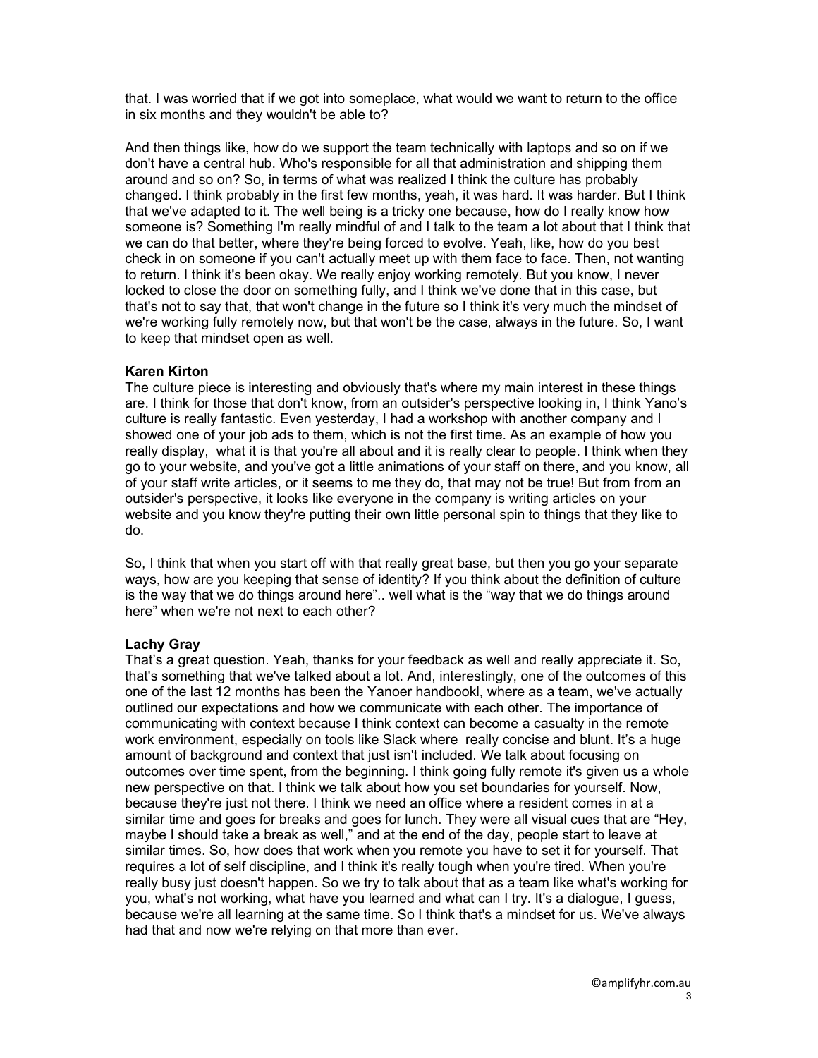that. I was worried that if we got into someplace, what would we want to return to the office in six months and they wouldn't be able to?

And then things like, how do we support the team technically with laptops and so on if we don't have a central hub. Who's responsible for all that administration and shipping them around and so on? So, in terms of what was realized I think the culture has probably changed. I think probably in the first few months, yeah, it was hard. It was harder. But I think that we've adapted to it. The well being is a tricky one because, how do I really know how someone is? Something I'm really mindful of and I talk to the team a lot about that I think that we can do that better, where they're being forced to evolve. Yeah, like, how do you best check in on someone if you can't actually meet up with them face to face. Then, not wanting to return. I think it's been okay. We really enjoy working remotely. But you know, I never locked to close the door on something fully, and I think we've done that in this case, but that's not to say that, that won't change in the future so I think it's very much the mindset of we're working fully remotely now, but that won't be the case, always in the future. So, I want to keep that mindset open as well.

**Karen Kirton**

The culture piece is interesting and obviously that's where my main interest in these things are. I think for those that don't know, from an outsider's perspective looking in, I think Yano's culture is really fantastic. Even yesterday, I had a workshop with another company and I showed one of your job ads to them, which is not the first time. As an example of how you really display, what it is that you're all about and it is really clear to people. I think when they go to your website, and you've got a little animations of your staff on there, and you know, all of your staff write articles, or it seems to me they do, that may not be true! But from from an outsider's perspective, it looks like everyone in the company is writing articles on your website and you know they're putting their own little personal spin to things that they like to do.

So, I think that when you start off with that really great base, but then you go your separate ways, how are you keeping that sense of identity? If you think about the definition of culture is the way that we do things around here".. well what is the "way that we do things around here" when we're not next to each other?

**Lachy Gray**

That's a great question. Yeah, thanks for your feedback as well and really appreciate it. So, that's something that we've talked about a lot. And, interestingly, one of the outcomes of this one of the last 12 months has been the Yanoer handbookl, where as a team, we've actually outlined our expectations and how we communicate with each other. The importance of communicating with context because I think context can become a casualty in the remote work environment, especially on tools like Slack where really concise and blunt. It's a huge amount of background and context that just isn't included. We talk about focusing on outcomes over time spent, from the beginning. I think going fully remote it's given us a whole new perspective on that. I think we talk about how you set boundaries for yourself. Now, because they're just not there. I think we need an office where a resident comes in at a similar time and goes for breaks and goes for lunch. They were all visual cues that are "Hey, maybe I should take a break as well," and at the end of the day, people start to leave at similar times. So, how does that work when you remote you have to set it for yourself. That requires a lot of self discipline, and I think it's really tough when you're tired. When you're really busy just doesn't happen. So we try to talk about that as a team like what's working for you, what's not working, what have you learned and what can I try. It's a dialogue, I guess, because we're all learning at the same time. So I think that's a mindset for us. We've always had that and now we're relying on that more than ever.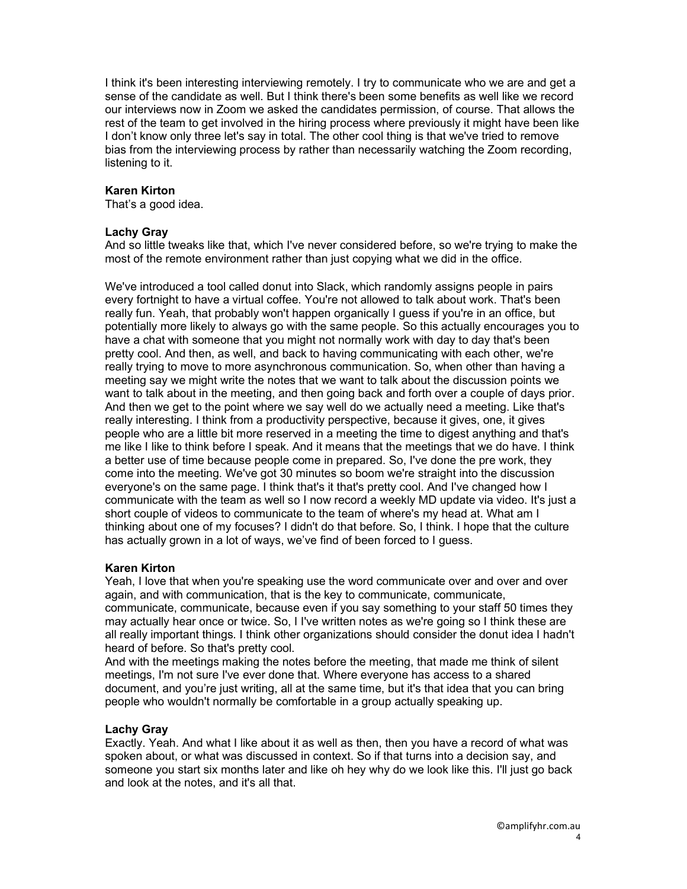I think it's been interesting interviewing remotely. I try to communicate who we are and get a sense of the candidate as well. But I think there's been some benefits as well like we record our interviews now in Zoom we asked the candidates permission, of course. That allows the rest of the team to get involved in the hiring process where previously it might have been like I don't know only three let's say in total. The other cool thing is that we've tried to remove bias from the interviewing process by rather than necessarily watching the Zoom recording, listening to it.

**Karen Kirton**
That's a good idea.

**Lachy Gray**
And so little tweaks like that, which I've never considered before, so we're trying to make the most of the remote environment rather than just copying what we did in the office.

We've introduced a tool called donut into Slack, which randomly assigns people in pairs every fortnight to have a virtual coffee. You're not allowed to talk about work. That's been really fun. Yeah, that probably won't happen organically I guess if you're in an office, but potentially more likely to always go with the same people. So this actually encourages you to have a chat with someone that you might not normally work with day to day that's been pretty cool. And then, as well, and back to having communicating with each other, we're really trying to move to more asynchronous communication. So, when other than having a meeting say we might write the notes that we want to talk about the discussion points we want to talk about in the meeting, and then going back and forth over a couple of days prior. And then we get to the point where we say well do we actually need a meeting. Like that's really interesting. I think from a productivity perspective, because it gives, one, it gives people who are a little bit more reserved in a meeting the time to digest anything and that's me like I like to think before I speak. And it means that the meetings that we do have. I think a better use of time because people come in prepared. So, I've done the pre work, they come into the meeting. We've got 30 minutes so boom we're straight into the discussion everyone's on the same page. I think that's it that's pretty cool. And I've changed how I communicate with the team as well so I now record a weekly MD update via video. It's just a short couple of videos to communicate to the team of where's my head at. What am I thinking about one of my focuses? I didn't do that before. So, I think. I hope that the culture has actually grown in a lot of ways, we've find of been forced to I guess.

**Karen Kirton**
Yeah, I love that when you're speaking use the word communicate over and over and over again, and with communication, that is the key to communicate, communicate, communicate, communicate, because even if you say something to your staff 50 times they may actually hear once or twice. So, I I've written notes as we're going so I think these are all really important things. I think other organizations should consider the donut idea I hadn't heard of before. So that's pretty cool.
And with the meetings making the notes before the meeting, that made me think of silent meetings, I'm not sure I've ever done that. Where everyone has access to a shared document, and you're just writing, all at the same time, but it's that idea that you can bring people who wouldn't normally be comfortable in a group actually speaking up.

**Lachy Gray**
Exactly. Yeah. And what I like about it as well as then, then you have a record of what was spoken about, or what was discussed in context. So if that turns into a decision say, and someone you start six months later and like oh hey why do we look like this. I'll just go back and look at the notes, and it's all that.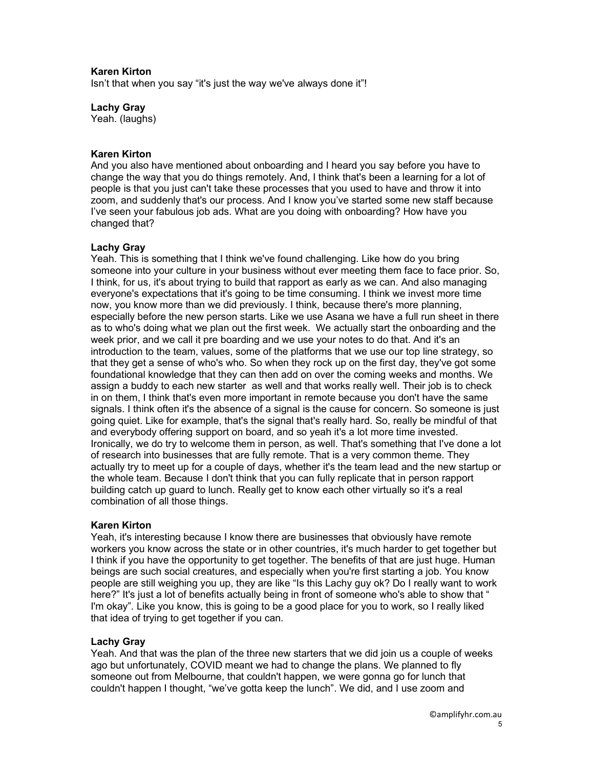**Karen Kirton**
Isn't that when you say "it's just the way we've always done it"!

**Lachy Gray**
Yeah. (laughs)

**Karen Kirton**
And you also have mentioned about onboarding and I heard you say before you have to change the way that you do things remotely. And, I think that's been a learning for a lot of people is that you just can't take these processes that you used to have and throw it into zoom, and suddenly that's our process. And I know you've started some new staff because I've seen your fabulous job ads. What are you doing with onboarding? How have you changed that?

**Lachy Gray**
Yeah. This is something that I think we've found challenging. Like how do you bring someone into your culture in your business without ever meeting them face to face prior. So, I think, for us, it's about trying to build that rapport as early as we can. And also managing everyone's expectations that it's going to be time consuming. I think we invest more time now, you know more than we did previously. I think, because there's more planning, especially before the new person starts. Like we use Asana we have a full run sheet in there as to who's doing what we plan out the first week. We actually start the onboarding and the week prior, and we call it pre boarding and we use your notes to do that. And it's an introduction to the team, values, some of the platforms that we use our top line strategy, so that they get a sense of who's who. So when they rock up on the first day, they've got some foundational knowledge that they can then add on over the coming weeks and months. We assign a buddy to each new starter as well and that works really well. Their job is to check in on them, I think that's even more important in remote because you don't have the same signals. I think often it's the absence of a signal is the cause for concern. So someone is just going quiet. Like for example, that's the signal that's really hard. So, really be mindful of that and everybody offering support on board, and so yeah it's a lot more time invested. Ironically, we do try to welcome them in person, as well. That's something that I've done a lot of research into businesses that are fully remote. That is a very common theme. They actually try to meet up for a couple of days, whether it's the team lead and the new startup or the whole team. Because I don't think that you can fully replicate that in person rapport building catch up guard to lunch. Really get to know each other virtually so it's a real combination of all those things.

**Karen Kirton**
Yeah, it's interesting because I know there are businesses that obviously have remote workers you know across the state or in other countries, it's much harder to get together but I think if you have the opportunity to get together. The benefits of that are just huge. Human beings are such social creatures, and especially when you're first starting a job. You know people are still weighing you up, they are like "Is this Lachy guy ok? Do I really want to work here?" It's just a lot of benefits actually being in front of someone who's able to show that " I'm okay". Like you know, this is going to be a good place for you to work, so I really liked that idea of trying to get together if you can.

**Lachy Gray**
Yeah. And that was the plan of the three new starters that we did join us a couple of weeks ago but unfortunately, COVID meant we had to change the plans. We planned to fly someone out from Melbourne, that couldn't happen, we were gonna go for lunch that couldn't happen I thought, "we've gotta keep the lunch". We did, and I use zoom and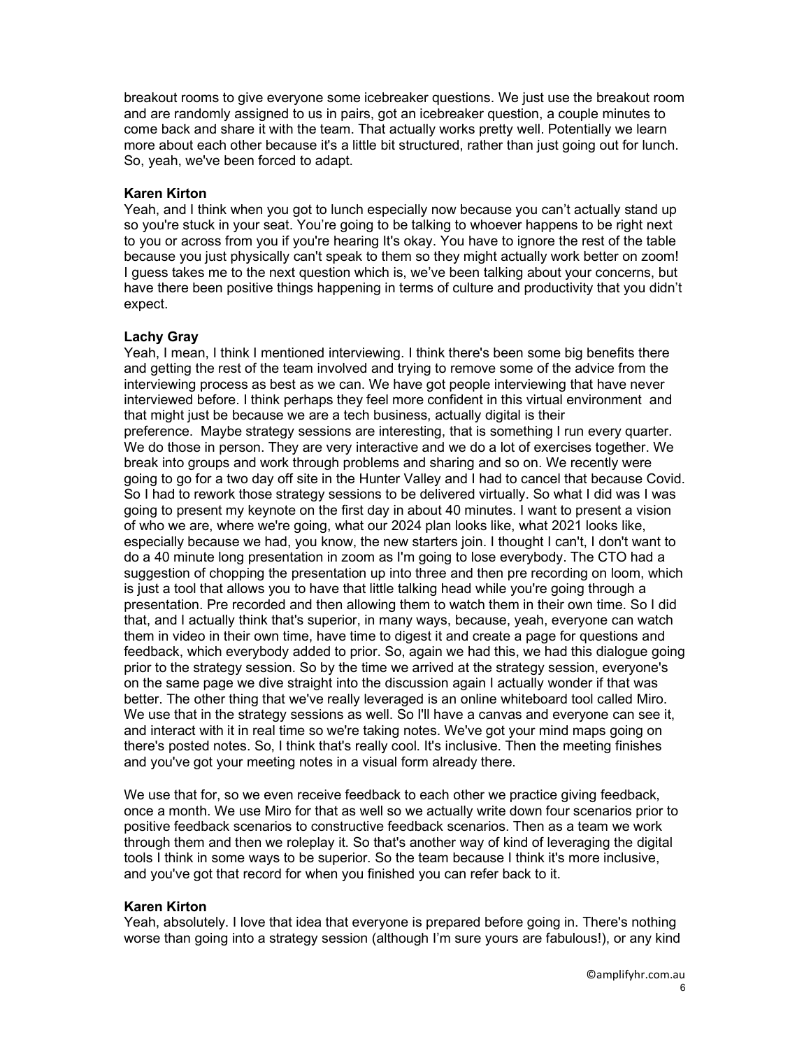breakout rooms to give everyone some icebreaker questions. We just use the breakout room and are randomly assigned to us in pairs, got an icebreaker question, a couple minutes to come back and share it with the team. That actually works pretty well. Potentially we learn more about each other because it's a little bit structured, rather than just going out for lunch. So, yeah, we've been forced to adapt.

**Karen Kirton**
Yeah, and I think when you got to lunch especially now because you can't actually stand up so you're stuck in your seat. You're going to be talking to whoever happens to be right next to you or across from you if you're hearing It's okay. You have to ignore the rest of the table because you just physically can't speak to them so they might actually work better on zoom! I guess takes me to the next question which is, we've been talking about your concerns, but have there been positive things happening in terms of culture and productivity that you didn't expect.

**Lachy Gray**
Yeah, I mean, I think I mentioned interviewing. I think there's been some big benefits there and getting the rest of the team involved and trying to remove some of the advice from the interviewing process as best as we can. We have got people interviewing that have never interviewed before. I think perhaps they feel more confident in this virtual environment and that might just be because we are a tech business, actually digital is their preference. Maybe strategy sessions are interesting, that is something I run every quarter. We do those in person. They are very interactive and we do a lot of exercises together. We break into groups and work through problems and sharing and so on. We recently were going to go for a two day off site in the Hunter Valley and I had to cancel that because Covid. So I had to rework those strategy sessions to be delivered virtually. So what I did was I was going to present my keynote on the first day in about 40 minutes. I want to present a vision of who we are, where we're going, what our 2024 plan looks like, what 2021 looks like, especially because we had, you know, the new starters join. I thought I can't, I don't want to do a 40 minute long presentation in zoom as I'm going to lose everybody. The CTO had a suggestion of chopping the presentation up into three and then pre recording on loom, which is just a tool that allows you to have that little talking head while you're going through a presentation. Pre recorded and then allowing them to watch them in their own time. So I did that, and I actually think that's superior, in many ways, because, yeah, everyone can watch them in video in their own time, have time to digest it and create a page for questions and feedback, which everybody added to prior. So, again we had this, we had this dialogue going prior to the strategy session. So by the time we arrived at the strategy session, everyone's on the same page we dive straight into the discussion again I actually wonder if that was better. The other thing that we've really leveraged is an online whiteboard tool called Miro. We use that in the strategy sessions as well. So I'll have a canvas and everyone can see it, and interact with it in real time so we're taking notes. We've got your mind maps going on there's posted notes. So, I think that's really cool. It's inclusive. Then the meeting finishes and you've got your meeting notes in a visual form already there.

We use that for, so we even receive feedback to each other we practice giving feedback, once a month. We use Miro for that as well so we actually write down four scenarios prior to positive feedback scenarios to constructive feedback scenarios. Then as a team we work through them and then we roleplay it. So that's another way of kind of leveraging the digital tools I think in some ways to be superior. So the team because I think it's more inclusive, and you've got that record for when you finished you can refer back to it.

**Karen Kirton**
Yeah, absolutely. I love that idea that everyone is prepared before going in. There's nothing worse than going into a strategy session (although I'm sure yours are fabulous!), or any kind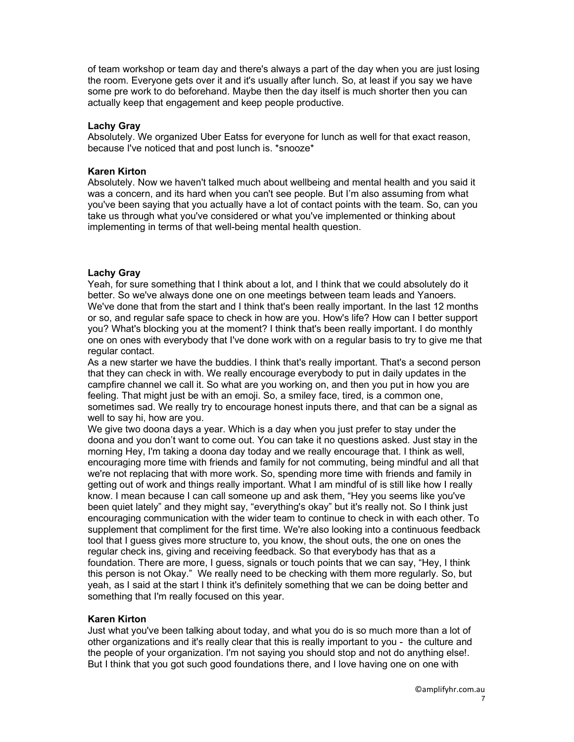of team workshop or team day and there's always a part of the day when you are just losing the room. Everyone gets over it and it's usually after lunch. So, at least if you say we have some pre work to do beforehand. Maybe then the day itself is much shorter then you can actually keep that engagement and keep people productive.

**Lachy Gray**
Absolutely. We organized Uber Eatss for everyone for lunch as well for that exact reason, because I've noticed that and post lunch is. *snooze*

**Karen Kirton**
Absolutely. Now we haven't talked much about wellbeing and mental health and you said it was a concern, and its hard when you can't see people. But I'm also assuming from what you've been saying that you actually have a lot of contact points with the team. So, can you take us through what you've considered or what you've implemented or thinking about implementing in terms of that well-being mental health question.

**Lachy Gray**
Yeah, for sure something that I think about a lot, and I think that we could absolutely do it better. So we've always done one on one meetings between team leads and Yanoers. We've done that from the start and I think that's been really important. In the last 12 months or so, and regular safe space to check in how are you. How's life? How can I better support you? What's blocking you at the moment? I think that's been really important. I do monthly one on ones with everybody that I've done work with on a regular basis to try to give me that regular contact.
As a new starter we have the buddies. I think that's really important. That's a second person that they can check in with. We really encourage everybody to put in daily updates in the campfire channel we call it. So what are you working on, and then you put in how you are feeling. That might just be with an emoji. So, a smiley face, tired, is a common one, sometimes sad. We really try to encourage honest inputs there, and that can be a signal as well to say hi, how are you.
We give two doona days a year. Which is a day when you just prefer to stay under the doona and you don't want to come out. You can take it no questions asked. Just stay in the morning Hey, I'm taking a doona day today and we really encourage that. I think as well, encouraging more time with friends and family for not commuting, being mindful and all that we're not replacing that with more work. So, spending more time with friends and family in getting out of work and things really important. What I am mindful of is still like how I really know. I mean because I can call someone up and ask them, "Hey you seems like you've been quiet lately" and they might say, "everything's okay" but it's really not. So I think just encouraging communication with the wider team to continue to check in with each other. To supplement that compliment for the first time. We're also looking into a continuous feedback tool that I guess gives more structure to, you know, the shout outs, the one on ones the regular check ins, giving and receiving feedback. So that everybody has that as a foundation. There are more, I guess, signals or touch points that we can say, "Hey, I think this person is not Okay." We really need to be checking with them more regularly. So, but yeah, as I said at the start I think it's definitely something that we can be doing better and something that I'm really focused on this year.

**Karen Kirton**
Just what you've been talking about today, and what you do is so much more than a lot of other organizations and it's really clear that this is really important to you - the culture and the people of your organization. I'm not saying you should stop and not do anything else!. But I think that you got such good foundations there, and I love having one on one with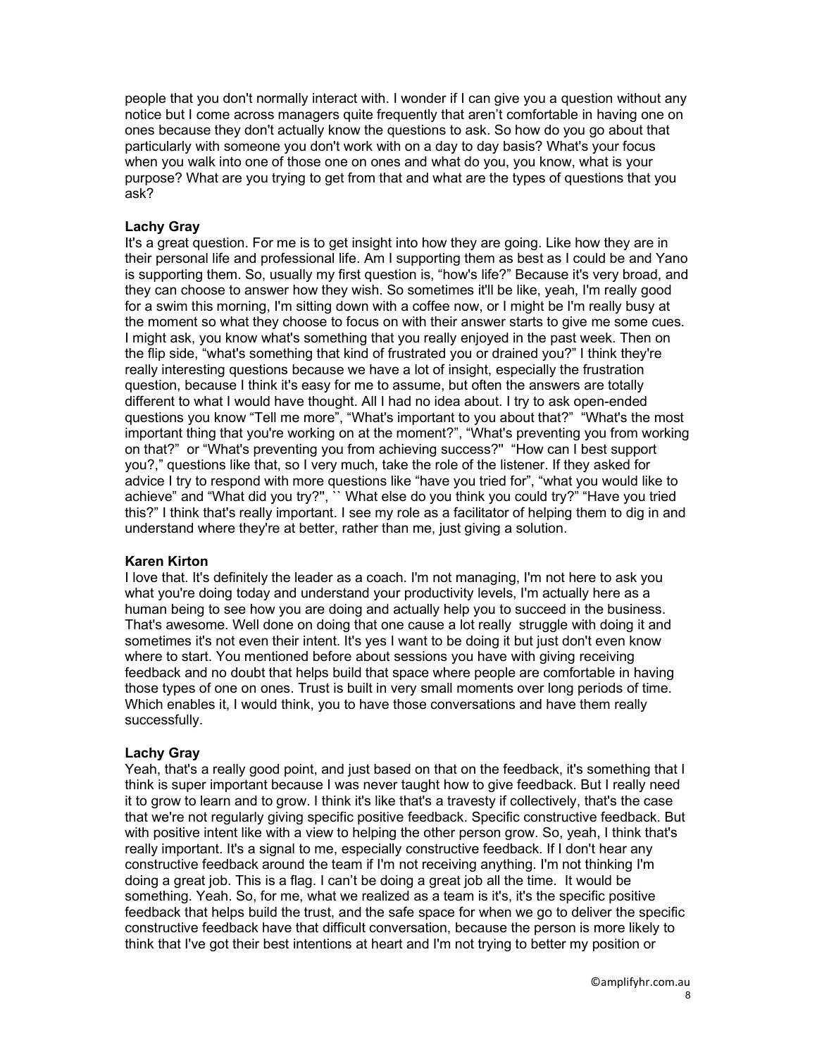people that you don't normally interact with. I wonder if I can give you a question without any notice but I come across managers quite frequently that aren't comfortable in having one on ones because they don't actually know the questions to ask. So how do you go about that particularly with someone you don't work with on a day to day basis? What's your focus when you walk into one of those one on ones and what do you, you know, what is your purpose? What are you trying to get from that and what are the types of questions that you ask?

**Lachy Gray**

It's a great question. For me is to get insight into how they are going. Like how they are in their personal life and professional life. Am I supporting them as best as I could be and Yano is supporting them. So, usually my first question is, "how's life?" Because it's very broad, and they can choose to answer how they wish. So sometimes it'll be like, yeah, I'm really good for a swim this morning, I'm sitting down with a coffee now, or I might be I'm really busy at the moment so what they choose to focus on with their answer starts to give me some cues. I might ask, you know what's something that you really enjoyed in the past week. Then on the flip side, "what's something that kind of frustrated you or drained you?" I think they're really interesting questions because we have a lot of insight, especially the frustration question, because I think it's easy for me to assume, but often the answers are totally different to what I would have thought. All I had no idea about. I try to ask open-ended questions you know "Tell me more", "What's important to you about that?" "What's the most important thing that you're working on at the moment?", "What's preventing you from working on that?" or "What's preventing you from achieving success?" "How can I best support you?," questions like that, so I very much, take the role of the listener. If they asked for advice I try to respond with more questions like "have you tried for", "what you would like to achieve" and "What did you try?", `` What else do you think you could try?" "Have you tried this?" I think that's really important. I see my role as a facilitator of helping them to dig in and understand where they're at better, rather than me, just giving a solution.

**Karen Kirton**

I love that. It's definitely the leader as a coach. I'm not managing, I'm not here to ask you what you're doing today and understand your productivity levels, I'm actually here as a human being to see how you are doing and actually help you to succeed in the business. That's awesome. Well done on doing that one cause a lot really struggle with doing it and sometimes it's not even their intent. It's yes I want to be doing it but just don't even know where to start. You mentioned before about sessions you have with giving receiving feedback and no doubt that helps build that space where people are comfortable in having those types of one on ones. Trust is built in very small moments over long periods of time. Which enables it, I would think, you to have those conversations and have them really successfully.

**Lachy Gray**

Yeah, that's a really good point, and just based on that on the feedback, it's something that I think is super important because I was never taught how to give feedback. But I really need it to grow to learn and to grow. I think it's like that's a travesty if collectively, that's the case that we're not regularly giving specific positive feedback. Specific constructive feedback. But with positive intent like with a view to helping the other person grow. So, yeah, I think that's really important. It's a signal to me, especially constructive feedback. If I don't hear any constructive feedback around the team if I'm not receiving anything. I'm not thinking I'm doing a great job. This is a flag. I can't be doing a great job all the time. It would be something. Yeah. So, for me, what we realized as a team is it's, it's the specific positive feedback that helps build the trust, and the safe space for when we go to deliver the specific constructive feedback have that difficult conversation, because the person is more likely to think that I've got their best intentions at heart and I'm not trying to better my position or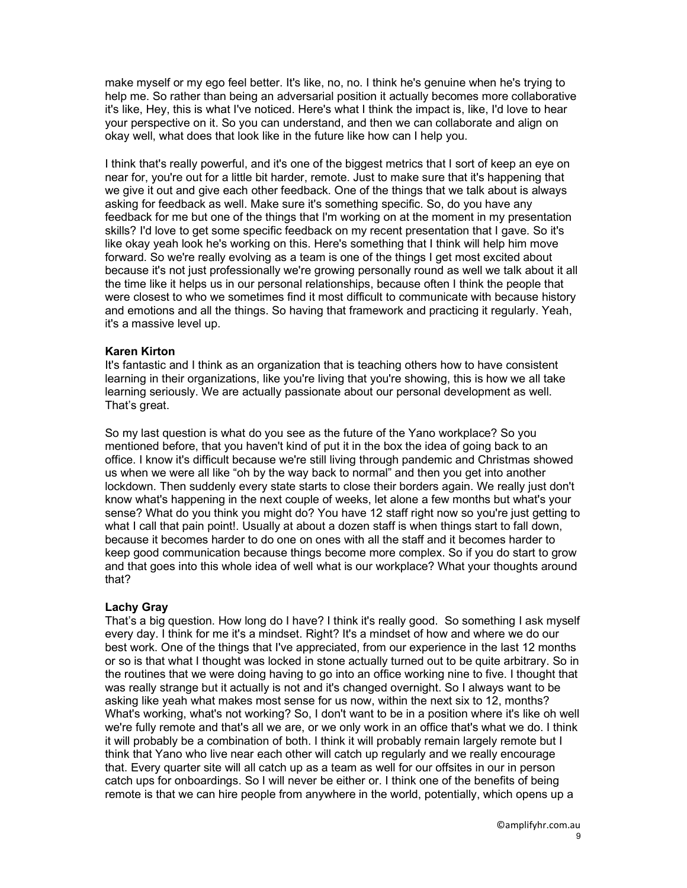make myself or my ego feel better. It's like, no, no. I think he's genuine when he's trying to help me. So rather than being an adversarial position it actually becomes more collaborative it's like, Hey, this is what I've noticed. Here's what I think the impact is, like, I'd love to hear your perspective on it. So you can understand, and then we can collaborate and align on okay well, what does that look like in the future like how can I help you.

I think that's really powerful, and it's one of the biggest metrics that I sort of keep an eye on near for, you're out for a little bit harder, remote. Just to make sure that it's happening that we give it out and give each other feedback. One of the things that we talk about is always asking for feedback as well. Make sure it's something specific. So, do you have any feedback for me but one of the things that I'm working on at the moment in my presentation skills? I'd love to get some specific feedback on my recent presentation that I gave. So it's like okay yeah look he's working on this. Here's something that I think will help him move forward. So we're really evolving as a team is one of the things I get most excited about because it's not just professionally we're growing personally round as well we talk about it all the time like it helps us in our personal relationships, because often I think the people that were closest to who we sometimes find it most difficult to communicate with because history and emotions and all the things. So having that framework and practicing it regularly. Yeah, it's a massive level up.

**Karen Kirton**
It's fantastic and I think as an organization that is teaching others how to have consistent learning in their organizations, like you're living that you're showing, this is how we all take learning seriously. We are actually passionate about our personal development as well. That's great.

So my last question is what do you see as the future of the Yano workplace? So you mentioned before, that you haven't kind of put it in the box the idea of going back to an office. I know it's difficult because we're still living through pandemic and Christmas showed us when we were all like "oh by the way back to normal" and then you get into another lockdown. Then suddenly every state starts to close their borders again. We really just don't know what's happening in the next couple of weeks, let alone a few months but what's your sense? What do you think you might do? You have 12 staff right now so you're just getting to what I call that pain point!. Usually at about a dozen staff is when things start to fall down, because it becomes harder to do one on ones with all the staff and it becomes harder to keep good communication because things become more complex. So if you do start to grow and that goes into this whole idea of well what is our workplace? What your thoughts around that?

**Lachy Gray**
That's a big question. How long do I have? I think it's really good. So something I ask myself every day. I think for me it's a mindset. Right? It's a mindset of how and where we do our best work. One of the things that I've appreciated, from our experience in the last 12 months or so is that what I thought was locked in stone actually turned out to be quite arbitrary. So in the routines that we were doing having to go into an office working nine to five. I thought that was really strange but it actually is not and it's changed overnight. So I always want to be asking like yeah what makes most sense for us now, within the next six to 12, months? What's working, what's not working? So, I don't want to be in a position where it's like oh well we're fully remote and that's all we are, or we only work in an office that's what we do. I think it will probably be a combination of both. I think it will probably remain largely remote but I think that Yano who live near each other will catch up regularly and we really encourage that. Every quarter site will all catch up as a team as well for our offsites in our in person catch ups for onboardings. So I will never be either or. I think one of the benefits of being remote is that we can hire people from anywhere in the world, potentially, which opens up a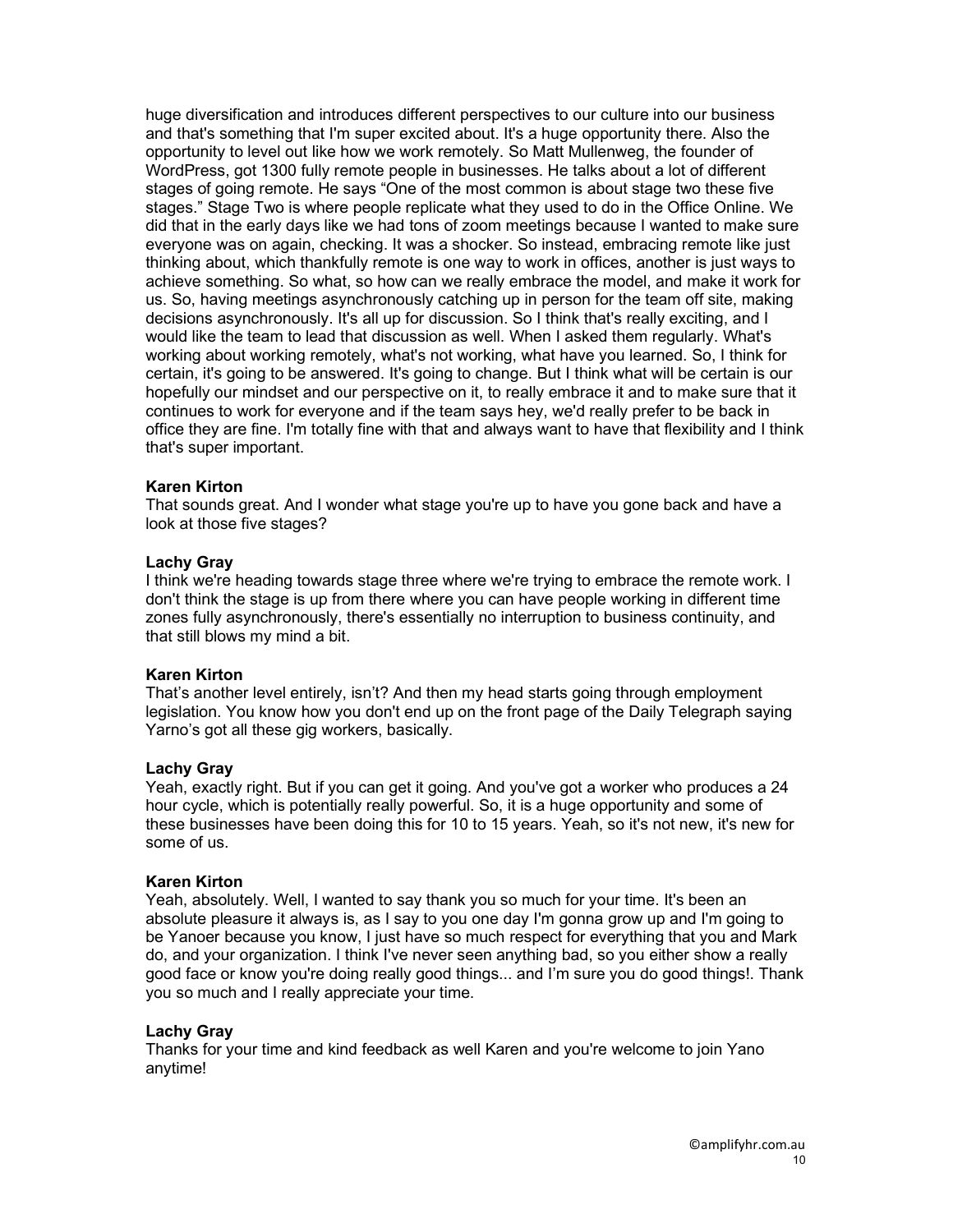huge diversification and introduces different perspectives to our culture into our business and that's something that I'm super excited about. It's a huge opportunity there. Also the opportunity to level out like how we work remotely. So Matt Mullenweg, the founder of WordPress, got 1300 fully remote people in businesses. He talks about a lot of different stages of going remote. He says "One of the most common is about stage two these five stages." Stage Two is where people replicate what they used to do in the Office Online. We did that in the early days like we had tons of zoom meetings because I wanted to make sure everyone was on again, checking. It was a shocker. So instead, embracing remote like just thinking about, which thankfully remote is one way to work in offices, another is just ways to achieve something. So what, so how can we really embrace the model, and make it work for us. So, having meetings asynchronously catching up in person for the team off site, making decisions asynchronously. It's all up for discussion. So I think that's really exciting, and I would like the team to lead that discussion as well. When I asked them regularly. What's working about working remotely, what's not working, what have you learned. So, I think for certain, it's going to be answered. It's going to change. But I think what will be certain is our hopefully our mindset and our perspective on it, to really embrace it and to make sure that it continues to work for everyone and if the team says hey, we'd really prefer to be back in office they are fine. I'm totally fine with that and always want to have that flexibility and I think that's super important.

**Karen Kirton**
That sounds great. And I wonder what stage you're up to have you gone back and have a look at those five stages?

**Lachy Gray**
I think we're heading towards stage three where we're trying to embrace the remote work. I don't think the stage is up from there where you can have people working in different time zones fully asynchronously, there's essentially no interruption to business continuity, and that still blows my mind a bit.

**Karen Kirton**
That's another level entirely, isn't? And then my head starts going through employment legislation. You know how you don't end up on the front page of the Daily Telegraph saying Yarno's got all these gig workers, basically.

**Lachy Gray**
Yeah, exactly right. But if you can get it going. And you've got a worker who produces a 24 hour cycle, which is potentially really powerful. So, it is a huge opportunity and some of these businesses have been doing this for 10 to 15 years. Yeah, so it's not new, it's new for some of us.

**Karen Kirton**
Yeah, absolutely. Well, I wanted to say thank you so much for your time. It's been an absolute pleasure it always is, as I say to you one day I'm gonna grow up and I'm going to be Yanoer because you know, I just have so much respect for everything that you and Mark do, and your organization. I think I've never seen anything bad, so you either show a really good face or know you're doing really good things... and I'm sure you do good things!. Thank you so much and I really appreciate your time.

**Lachy Gray**
Thanks for your time and kind feedback as well Karen and you're welcome to join Yano anytime!